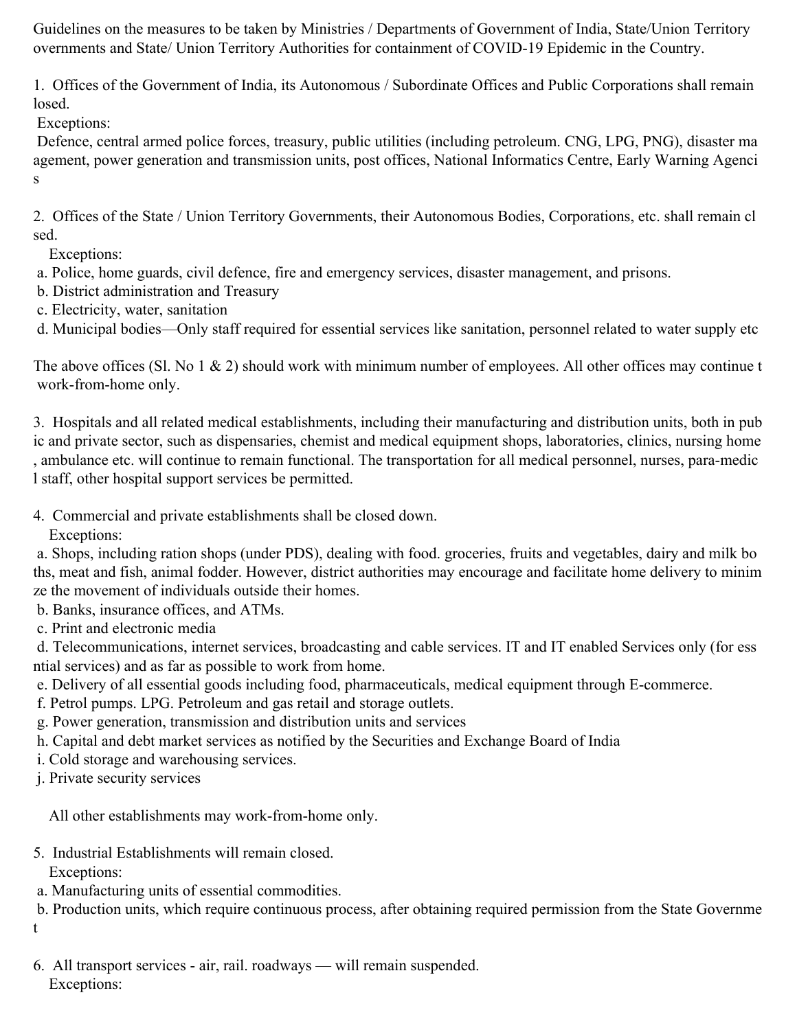Guidelines on the measures to be taken by Ministries / Departments of Government of India, State/Union Territory overnments and State/ Union Territory Authorities for containment of COVID-19 Epidemic in the Country.

1. Offices of the Government of India, its Autonomous / Subordinate Offices and Public Corporations shall remain losed.

   Exceptions:

   Defence, central armed police forces, treasury, public utilities (including petroleum. CNG, LPG, PNG), disaster ma agement, power generation and transmission units, post offices, National Informatics Centre, Early Warning Agenci s

2. Offices of the State / Union Territory Governments, their Autonomous Bodies, Corporations, etc. shall remain cl sed.

   Exceptions:

   a. Police, home guards, civil defence, fire and emergency services, disaster management, and prisons.
   b. District administration and Treasury
   c. Electricity, water, sanitation
   d. Municipal bodies—Only staff required for essential services like sanitation, personnel related to water supply etc

The above offices (Sl. No 1 & 2) should work with minimum number of employees. All other offices may continue t work-from-home only.

3. Hospitals and all related medical establishments, including their manufacturing and distribution units, both in pub ic and private sector, such as dispensaries, chemist and medical equipment shops, laboratories, clinics, nursing home , ambulance etc. will continue to remain functional. The transportation for all medical personnel, nurses, para-medic l staff, other hospital support services be permitted.

4. Commercial and private establishments shall be closed down.

   Exceptions:

   a. Shops, including ration shops (under PDS), dealing with food. groceries, fruits and vegetables, dairy and milk bo ths, meat and fish, animal fodder. However, district authorities may encourage and facilitate home delivery to minim ze the movement of individuals outside their homes.
   b. Banks, insurance offices, and ATMs.
   c. Print and electronic media
   d. Telecommunications, internet services, broadcasting and cable services. IT and IT enabled Services only (for ess ntial services) and as far as possible to work from home.
   e. Delivery of all essential goods including food, pharmaceuticals, medical equipment through E-commerce.
   f. Petrol pumps. LPG. Petroleum and gas retail and storage outlets.
   g. Power generation, transmission and distribution units and services
   h. Capital and debt market services as notified by the Securities and Exchange Board of India
   i. Cold storage and warehousing services.
   j. Private security services

   All other establishments may work-from-home only.

5. Industrial Establishments will remain closed.

   Exceptions:

   a. Manufacturing units of essential commodities.
   b. Production units, which require continuous process, after obtaining required permission from the State Governme t

6. All transport services - air, rail. roadways — will remain suspended.

   Exceptions: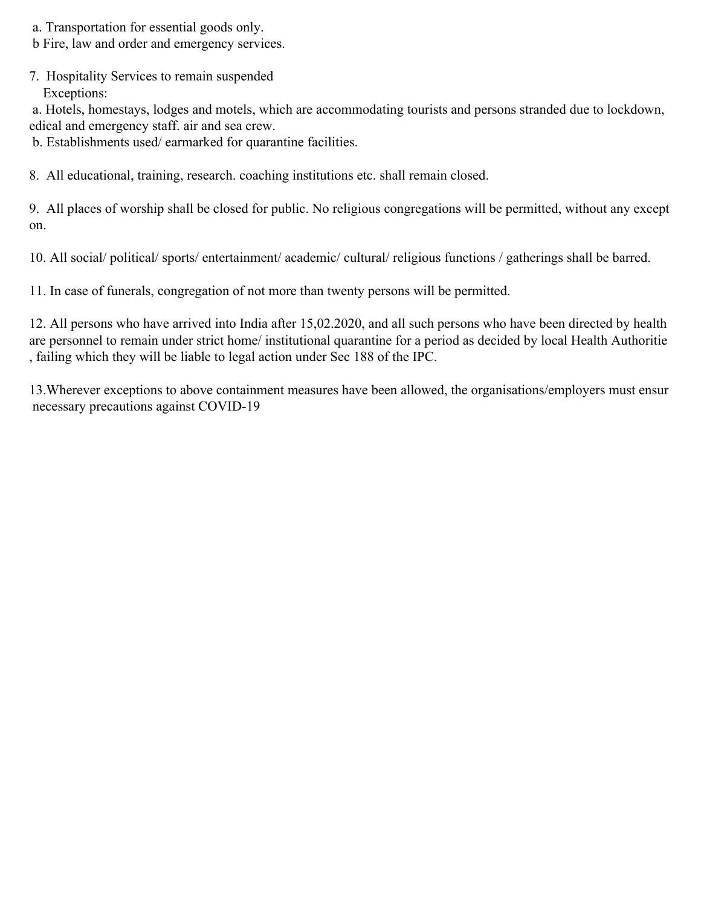a. Transportation for essential goods only.
b Fire, law and order and emergency services.

7. Hospitality Services to remain suspended
   Exceptions:
   a. Hotels, homestays, lodges and motels, which are accommodating tourists and persons stranded due to lockdown, edical and emergency staff. air and sea crew.
   b. Establishments used/ earmarked for quarantine facilities.

8. All educational, training, research. coaching institutions etc. shall remain closed.

9. All places of worship shall be closed for public. No religious congregations will be permitted, without any except on.

10. All social/ political/ sports/ entertainment/ academic/ cultural/ religious functions / gatherings shall be barred.

11. In case of funerals, congregation of not more than twenty persons will be permitted.

12. All persons who have arrived into India after 15,02.2020, and all such persons who have been directed by health are personnel to remain under strict home/ institutional quarantine for a period as decided by local Health Authoritie , failing which they will be liable to legal action under Sec 188 of the IPC.

13. Wherever exceptions to above containment measures have been allowed, the organisations/employers must ensur necessary precautions against COVID-19